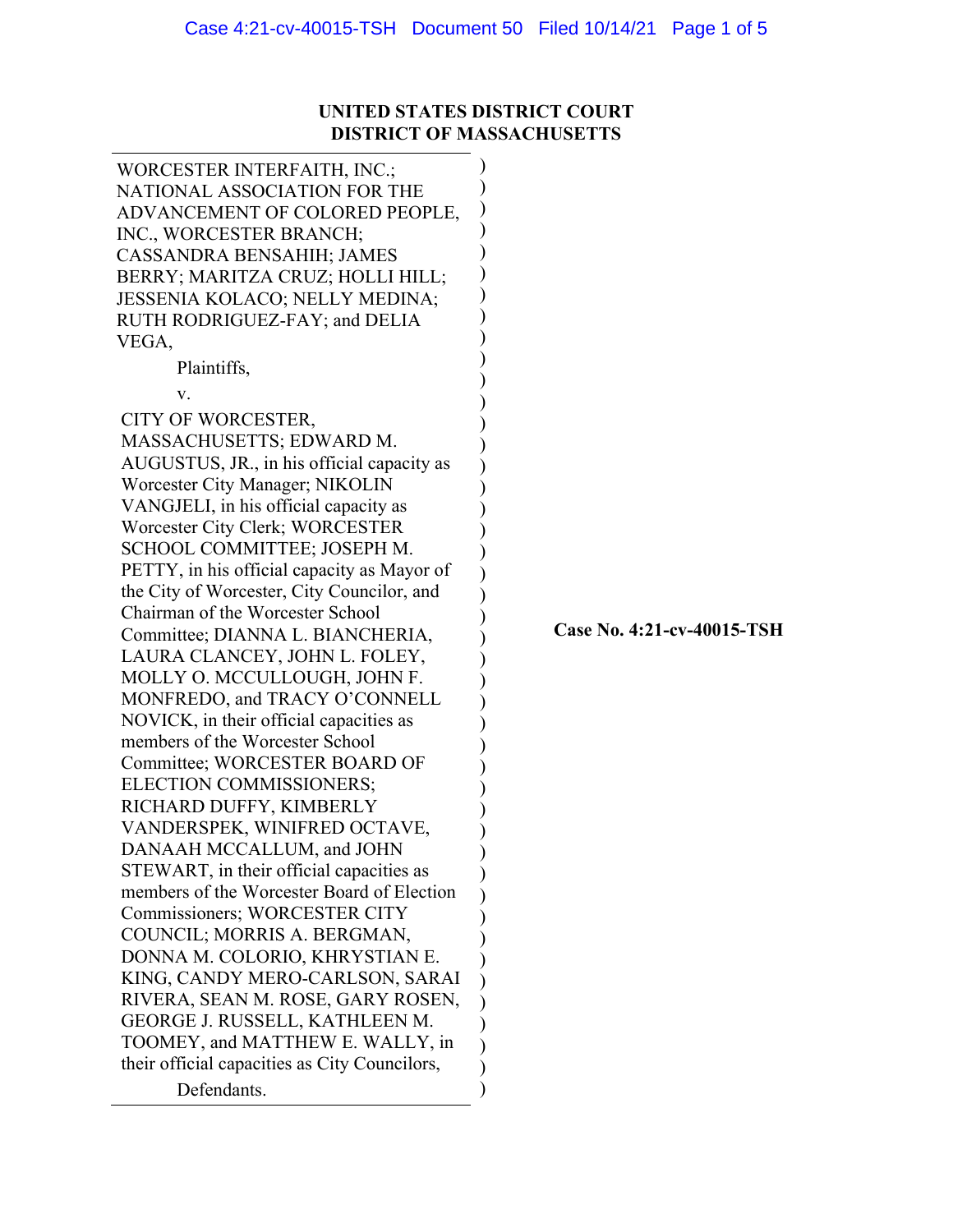**UNITED STATES DISTRICT COURT**
**DISTRICT OF MASSACHUSETTS**

WORCESTER INTERFAITH, INC.; NATIONAL ASSOCIATION FOR THE ADVANCEMENT OF COLORED PEOPLE, INC., WORCESTER BRANCH; CASSANDRA BENSAHIH; JAMES BERRY; MARITZA CRUZ; HOLLI HILL; JESSENIA KOLACO; NELLY MEDINA; RUTH RODRIGUEZ-FAY; and DELIA VEGA,

Plaintiffs,

v.

CITY OF WORCESTER, MASSACHUSETTS; EDWARD M. AUGUSTUS, JR., in his official capacity as Worcester City Manager; NIKOLIN VANGJELI, in his official capacity as Worcester City Clerk; WORCESTER SCHOOL COMMITTEE; JOSEPH M. PETTY, in his official capacity as Mayor of the City of Worcester, City Councilor, and Chairman of the Worcester School Committee; DIANNA L. BIANCHERIA, LAURA CLANCEY, JOHN L. FOLEY, MOLLY O. MCCULLOUGH, JOHN F. MONFREDO, and TRACY O'CONNELL NOVICK, in their official capacities as members of the Worcester School Committee; WORCESTER BOARD OF ELECTION COMMISSIONERS; RICHARD DUFFY, KIMBERLY VANDERSPEK, WINIFRED OCTAVE, DANAAH MCCALLUM, and JOHN STEWART, in their official capacities as members of the Worcester Board of Election Commissioners; WORCESTER CITY COUNCIL; MORRIS A. BERGMAN, DONNA M. COLORIO, KHRYSTIAN E. KING, CANDY MERO-CARLSON, SARAI RIVERA, SEAN M. ROSE, GARY ROSEN, GEORGE J. RUSSELL, KATHLEEN M. TOOMEY, and MATTHEW E. WALLY, in their official capacities as City Councilors,

Defendants.

**Case No. 4:21-cv-40015-TSH**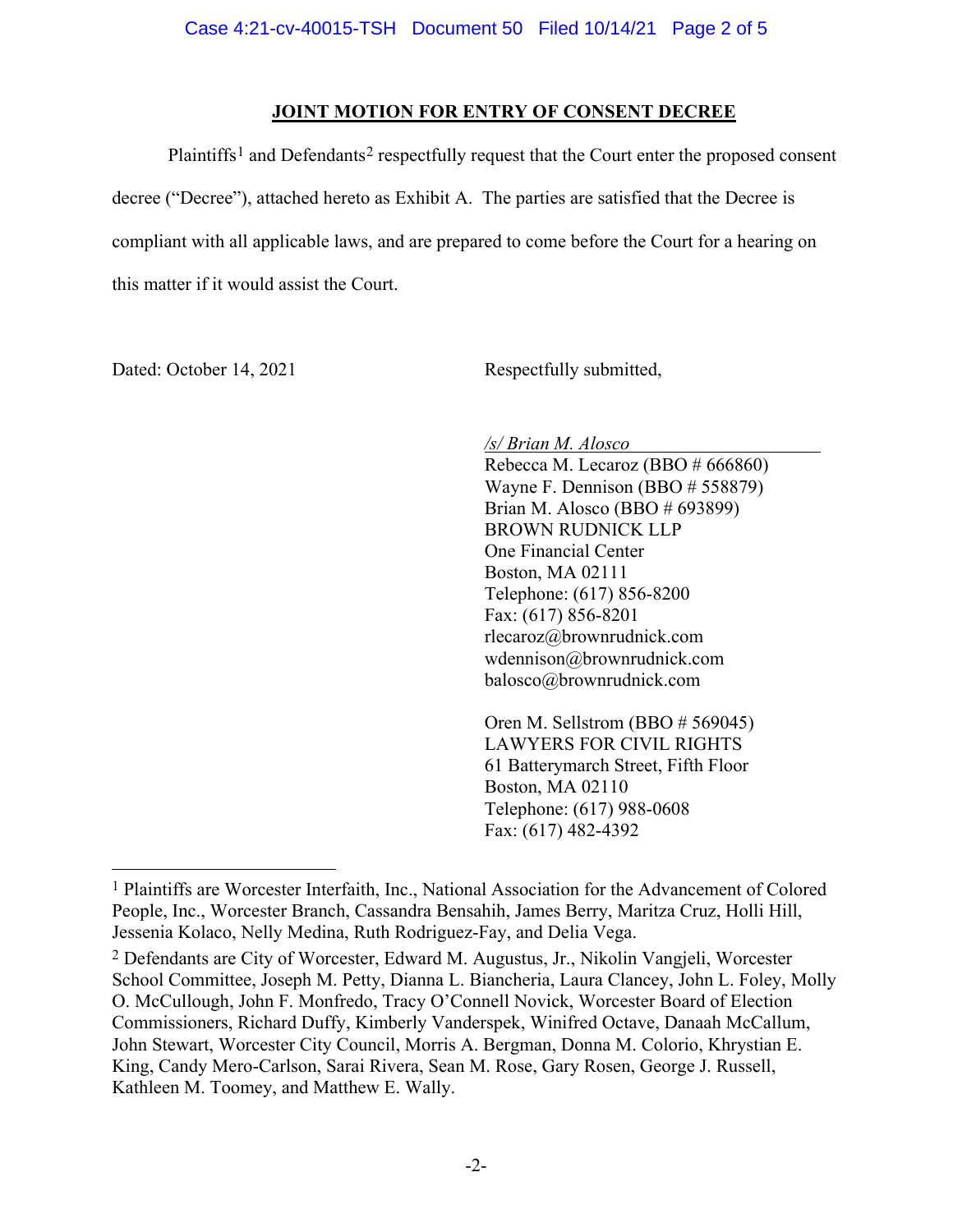## JOINT MOTION FOR ENTRY OF CONSENT DECREE

Plaintiffs[1] and Defendants[2] respectfully request that the Court enter the proposed consent decree ("Decree"), attached hereto as Exhibit A. The parties are satisfied that the Decree is compliant with all applicable laws, and are prepared to come before the Court for a hearing on this matter if it would assist the Court.

Dated: October 14, 2021

Respectfully submitted,

*/s/ Brian M. Alosco*
Rebecca M. Lecaroz (BBO # 666860)
Wayne F. Dennison (BBO # 558879)
Brian M. Alosco (BBO # 693899)
BROWN RUDNICK LLP
One Financial Center
Boston, MA 02111
Telephone: (617) 856-8200
Fax: (617) 856-8201
rlecaroz@brownrudnick.com
wdennison@brownrudnick.com
balosco@brownrudnick.com

Oren M. Sellstrom (BBO # 569045)
LAWYERS FOR CIVIL RIGHTS
61 Batterymarch Street, Fifth Floor
Boston, MA 02110
Telephone: (617) 988-0608
Fax: (617) 482-4392

---

[1] Plaintiffs are Worcester Interfaith, Inc., National Association for the Advancement of Colored People, Inc., Worcester Branch, Cassandra Bensahih, James Berry, Maritza Cruz, Holli Hill, Jessenia Kolaco, Nelly Medina, Ruth Rodriguez-Fay, and Delia Vega.

[2] Defendants are City of Worcester, Edward M. Augustus, Jr., Nikolin Vangjeli, Worcester School Committee, Joseph M. Petty, Dianna L. Biancheria, Laura Clancey, John L. Foley, Molly O. McCullough, John F. Monfredo, Tracy O'Connell Novick, Worcester Board of Election Commissioners, Richard Duffy, Kimberly Vanderspek, Winifred Octave, Danaah McCallum, John Stewart, Worcester City Council, Morris A. Bergman, Donna M. Colorio, Khrystian E. King, Candy Mero-Carlson, Sarai Rivera, Sean M. Rose, Gary Rosen, George J. Russell, Kathleen M. Toomey, and Matthew E. Wally.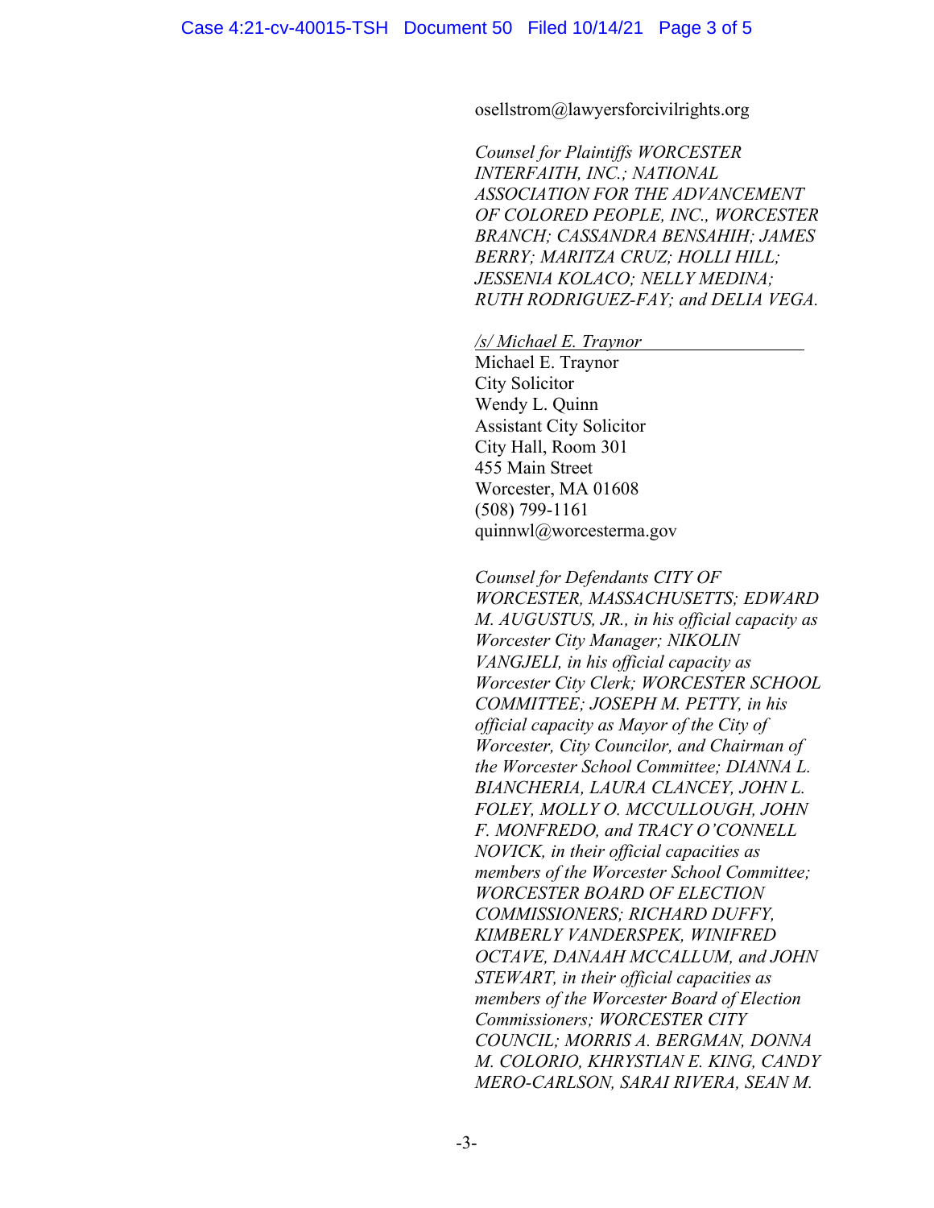osellstrom@lawyersforcivilrights.org

*Counsel for Plaintiffs WORCESTER INTERFAITH, INC.; NATIONAL ASSOCIATION FOR THE ADVANCEMENT OF COLORED PEOPLE, INC., WORCESTER BRANCH; CASSANDRA BENSAHIH; JAMES BERRY; MARITZA CRUZ; HOLLI HILL; JESSENIA KOLACO; NELLY MEDINA; RUTH RODRIGUEZ-FAY; and DELIA VEGA.*

*/s/ Michael E. Traynor*
Michael E. Traynor
City Solicitor
Wendy L. Quinn
Assistant City Solicitor
City Hall, Room 301
455 Main Street
Worcester, MA 01608
(508) 799-1161
quinnwl@worcesterma.gov

*Counsel for Defendants CITY OF WORCESTER, MASSACHUSETTS; EDWARD M. AUGUSTUS, JR., in his official capacity as Worcester City Manager; NIKOLIN VANGJELI, in his official capacity as Worcester City Clerk; WORCESTER SCHOOL COMMITTEE; JOSEPH M. PETTY, in his official capacity as Mayor of the City of Worcester, City Councilor, and Chairman of the Worcester School Committee; DIANNA L. BIANCHERIA, LAURA CLANCEY, JOHN L. FOLEY, MOLLY O. MCCULLOUGH, JOHN F. MONFREDO, and TRACY O'CONNELL NOVICK, in their official capacities as members of the Worcester School Committee; WORCESTER BOARD OF ELECTION COMMISSIONERS; RICHARD DUFFY, KIMBERLY VANDERSPEK, WINIFRED OCTAVE, DANAAH MCCALLUM, and JOHN STEWART, in their official capacities as members of the Worcester Board of Election Commissioners; WORCESTER CITY COUNCIL; MORRIS A. BERGMAN, DONNA M. COLORIO, KHRYSTIAN E. KING, CANDY MERO-CARLSON, SARAI RIVERA, SEAN M.*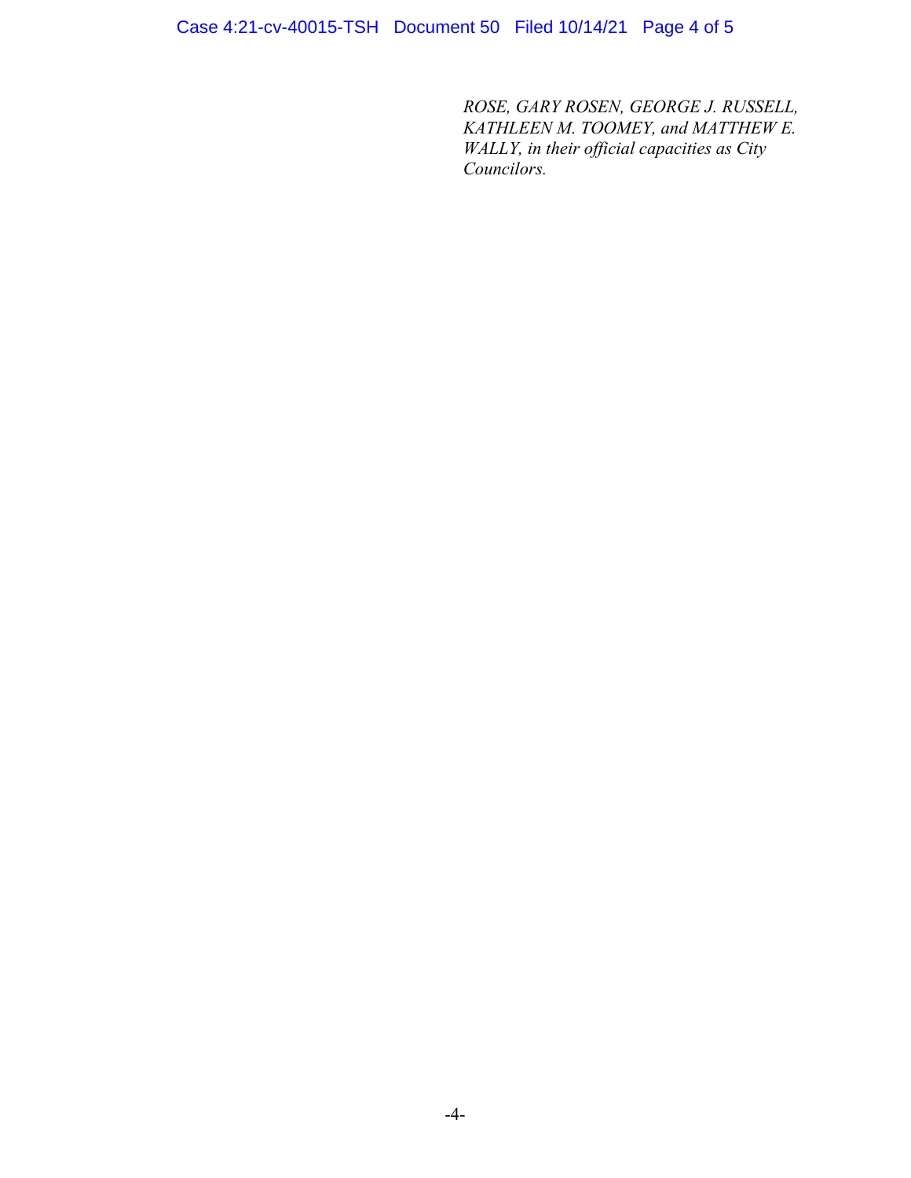*ROSE, GARY ROSEN, GEORGE J. RUSSELL, KATHLEEN M. TOOMEY, and MATTHEW E. WALLY, in their official capacities as City Councilors.*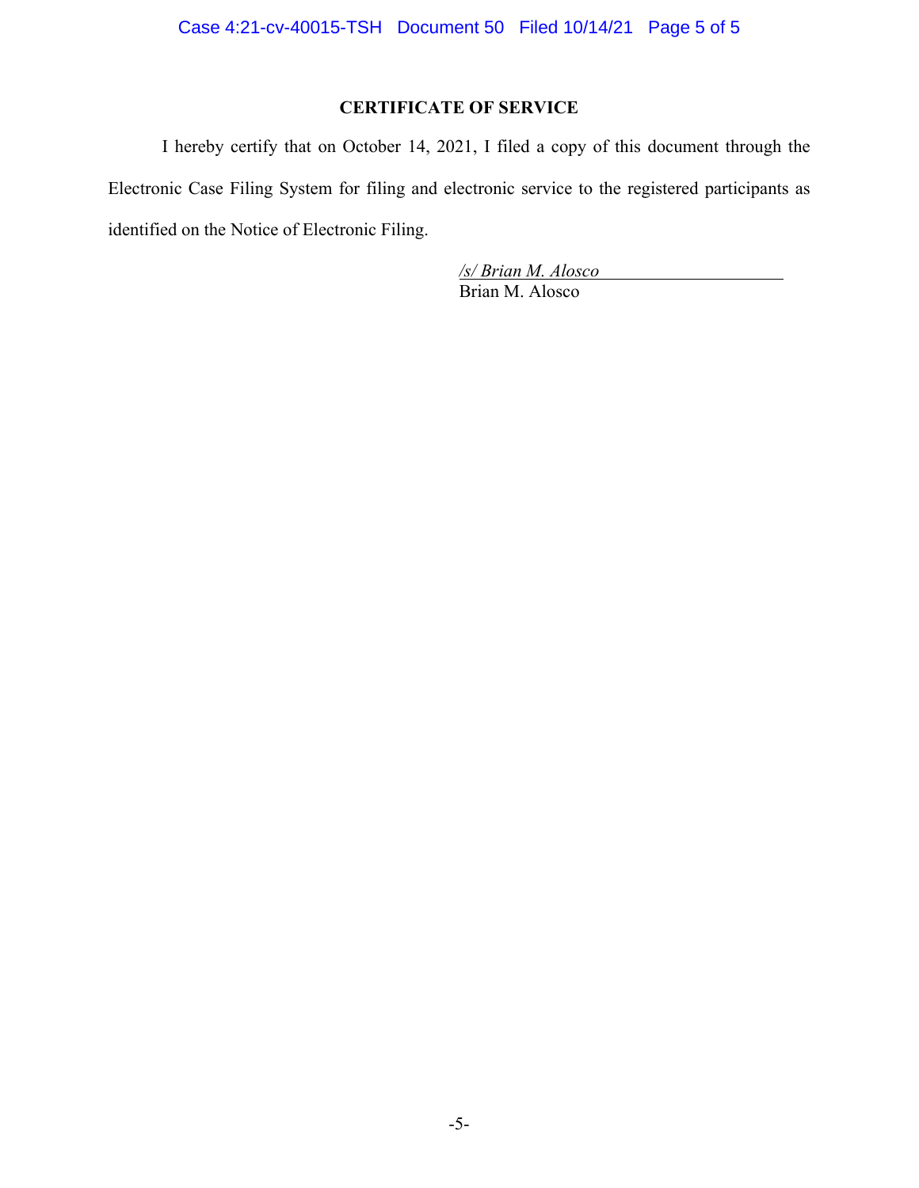# CERTIFICATE OF SERVICE

I hereby certify that on October 14, 2021, I filed a copy of this document through the Electronic Case Filing System for filing and electronic service to the registered participants as identified on the Notice of Electronic Filing.

*/s/ Brian M. Alosco*
Brian M. Alosco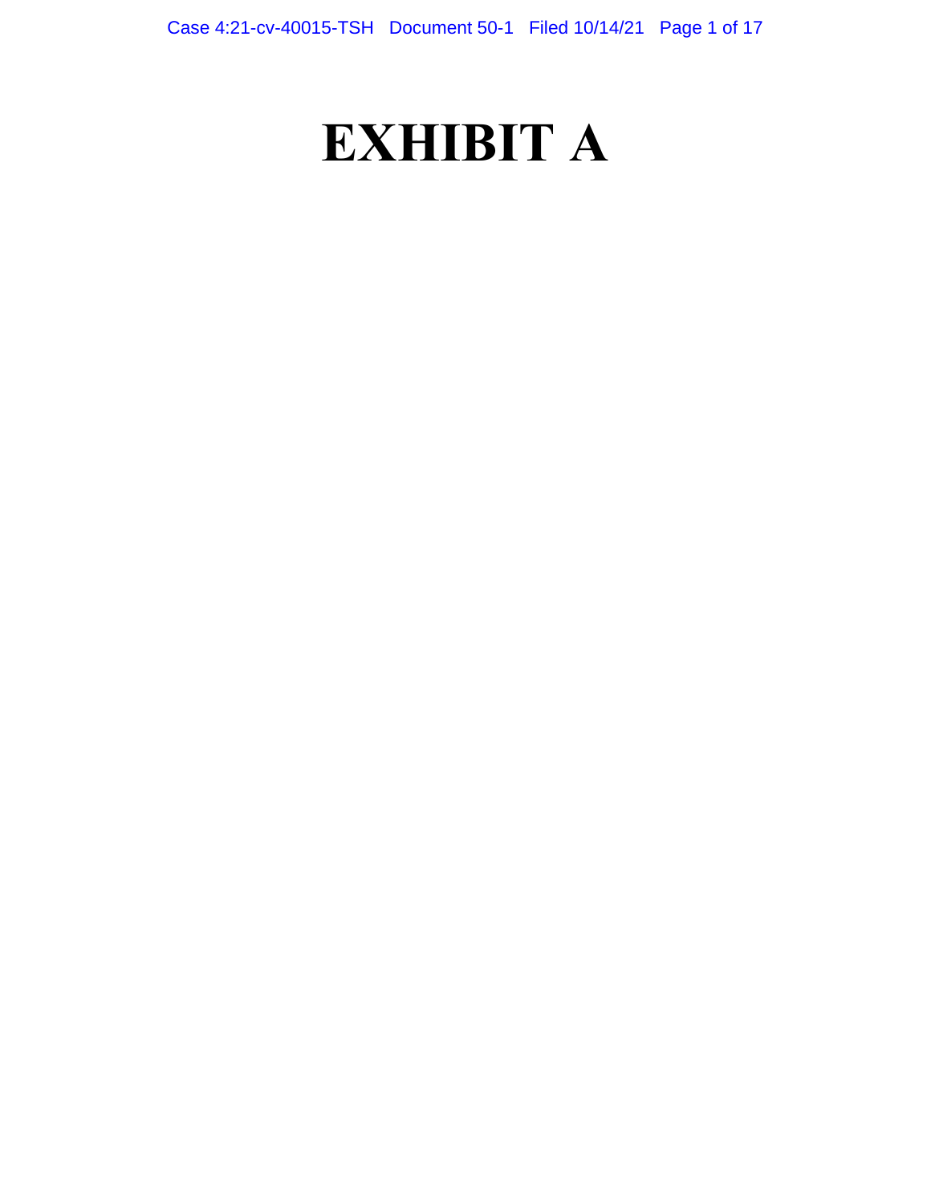# EXHIBIT A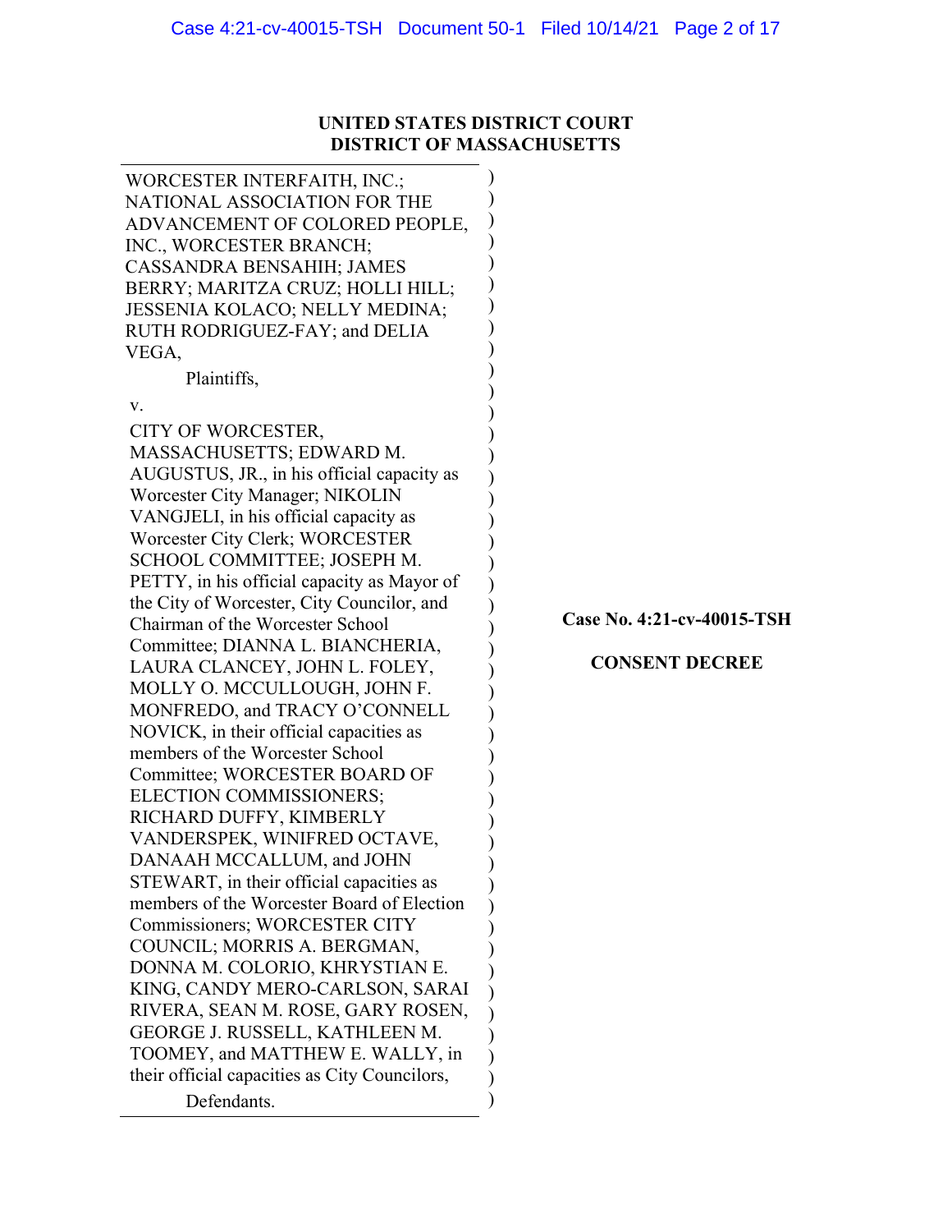**UNITED STATES DISTRICT COURT**
**DISTRICT OF MASSACHUSETTS**

WORCESTER INTERFAITH, INC.; NATIONAL ASSOCIATION FOR THE ADVANCEMENT OF COLORED PEOPLE, INC., WORCESTER BRANCH; CASSANDRA BENSAHIH; JAMES BERRY; MARITZA CRUZ; HOLLI HILL; JESSENIA KOLACO; NELLY MEDINA; RUTH RODRIGUEZ-FAY; and DELIA VEGA,

Plaintiffs,

v.

CITY OF WORCESTER, MASSACHUSETTS; EDWARD M. AUGUSTUS, JR., in his official capacity as Worcester City Manager; NIKOLIN VANGJELI, in his official capacity as Worcester City Clerk; WORCESTER SCHOOL COMMITTEE; JOSEPH M. PETTY, in his official capacity as Mayor of the City of Worcester, City Councilor, and Chairman of the Worcester School Committee; DIANNA L. BIANCHERIA, LAURA CLANCEY, JOHN L. FOLEY, MOLLY O. MCCULLOUGH, JOHN F. MONFREDO, and TRACY O'CONNELL NOVICK, in their official capacities as members of the Worcester School Committee; WORCESTER BOARD OF ELECTION COMMISSIONERS; RICHARD DUFFY, KIMBERLY VANDERSPEK, WINIFRED OCTAVE, DANAAH MCCALLUM, and JOHN STEWART, in their official capacities as members of the Worcester Board of Election Commissioners; WORCESTER CITY COUNCIL; MORRIS A. BERGMAN, DONNA M. COLORIO, KHRYSTIAN E. KING, CANDY MERO-CARLSON, SARAI RIVERA, SEAN M. ROSE, GARY ROSEN, GEORGE J. RUSSELL, KATHLEEN M. TOOMEY, and MATTHEW E. WALLY, in their official capacities as City Councilors,

Defendants.

**Case No. 4:21-cv-40015-TSH**

**CONSENT DECREE**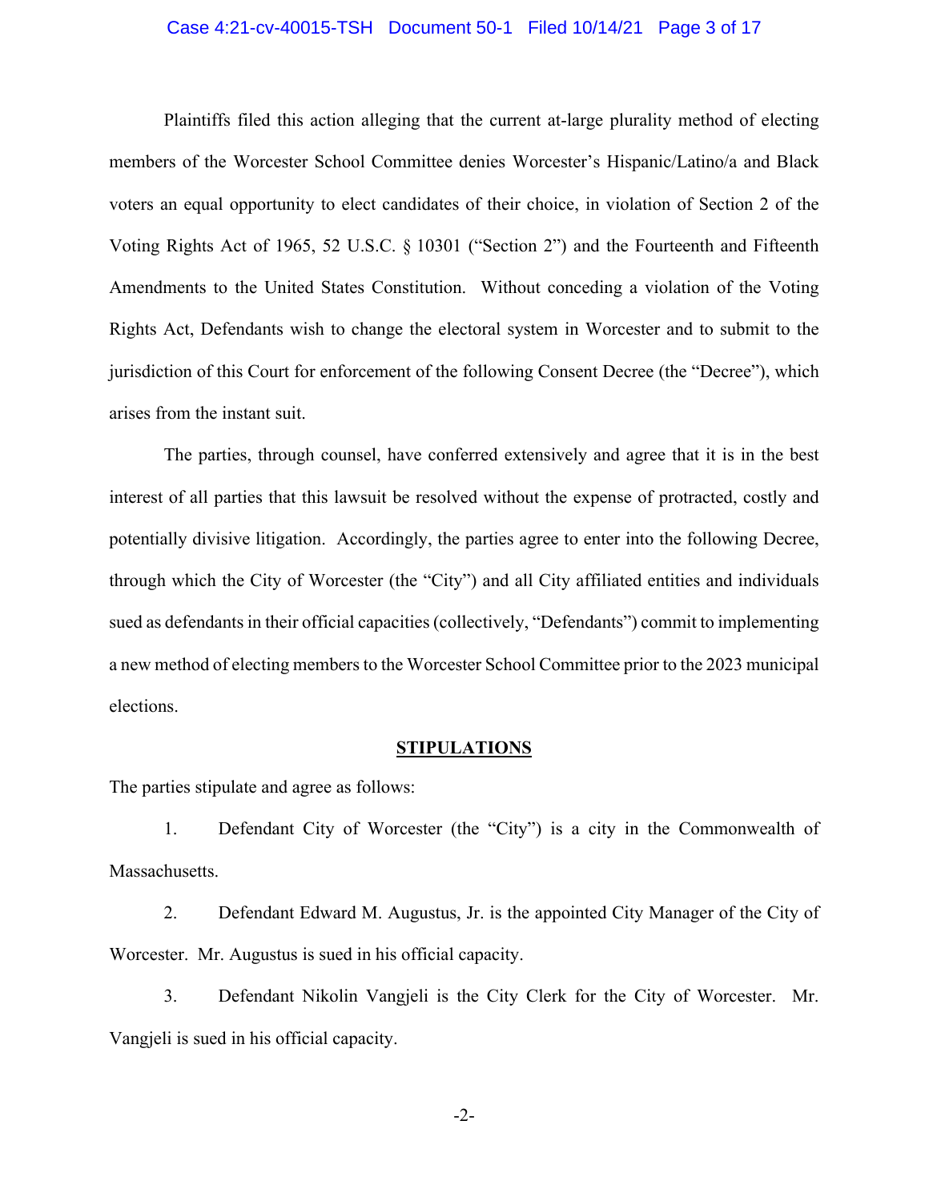Plaintiffs filed this action alleging that the current at-large plurality method of electing members of the Worcester School Committee denies Worcester's Hispanic/Latino/a and Black voters an equal opportunity to elect candidates of their choice, in violation of Section 2 of the Voting Rights Act of 1965, 52 U.S.C. § 10301 ("Section 2") and the Fourteenth and Fifteenth Amendments to the United States Constitution. Without conceding a violation of the Voting Rights Act, Defendants wish to change the electoral system in Worcester and to submit to the jurisdiction of this Court for enforcement of the following Consent Decree (the "Decree"), which arises from the instant suit.

The parties, through counsel, have conferred extensively and agree that it is in the best interest of all parties that this lawsuit be resolved without the expense of protracted, costly and potentially divisive litigation. Accordingly, the parties agree to enter into the following Decree, through which the City of Worcester (the "City") and all City affiliated entities and individuals sued as defendants in their official capacities (collectively, "Defendants") commit to implementing a new method of electing members to the Worcester School Committee prior to the 2023 municipal elections.

## STIPULATIONS

The parties stipulate and agree as follows:

1. Defendant City of Worcester (the "City") is a city in the Commonwealth of Massachusetts.

2. Defendant Edward M. Augustus, Jr. is the appointed City Manager of the City of Worcester. Mr. Augustus is sued in his official capacity.

3. Defendant Nikolin Vangjeli is the City Clerk for the City of Worcester. Mr. Vangjeli is sued in his official capacity.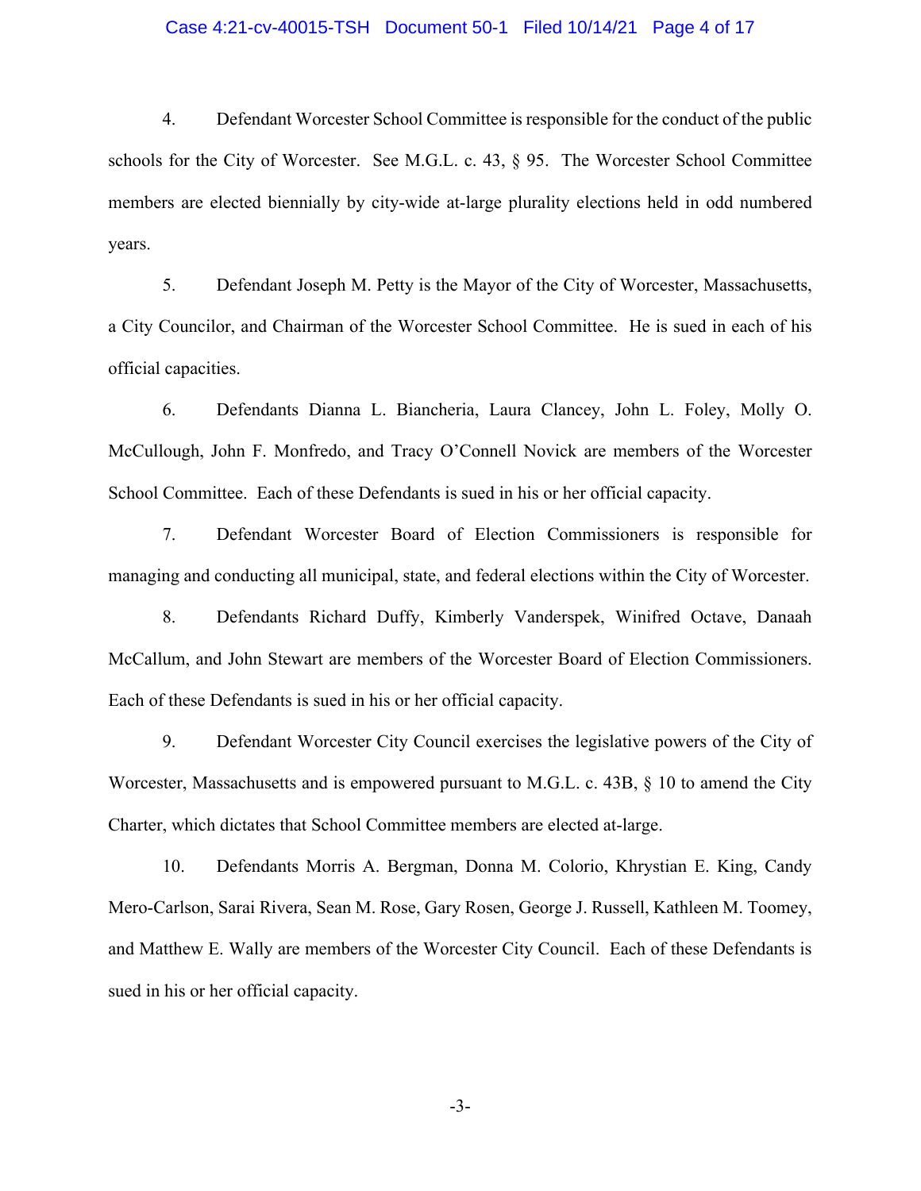4. Defendant Worcester School Committee is responsible for the conduct of the public schools for the City of Worcester. See M.G.L. c. 43, § 95. The Worcester School Committee members are elected biennially by city-wide at-large plurality elections held in odd numbered years.

5. Defendant Joseph M. Petty is the Mayor of the City of Worcester, Massachusetts, a City Councilor, and Chairman of the Worcester School Committee. He is sued in each of his official capacities.

6. Defendants Dianna L. Biancheria, Laura Clancey, John L. Foley, Molly O. McCullough, John F. Monfredo, and Tracy O'Connell Novick are members of the Worcester School Committee. Each of these Defendants is sued in his or her official capacity.

7. Defendant Worcester Board of Election Commissioners is responsible for managing and conducting all municipal, state, and federal elections within the City of Worcester.

8. Defendants Richard Duffy, Kimberly Vanderspek, Winifred Octave, Danaah McCallum, and John Stewart are members of the Worcester Board of Election Commissioners. Each of these Defendants is sued in his or her official capacity.

9. Defendant Worcester City Council exercises the legislative powers of the City of Worcester, Massachusetts and is empowered pursuant to M.G.L. c. 43B, § 10 to amend the City Charter, which dictates that School Committee members are elected at-large.

10. Defendants Morris A. Bergman, Donna M. Colorio, Khrystian E. King, Candy Mero-Carlson, Sarai Rivera, Sean M. Rose, Gary Rosen, George J. Russell, Kathleen M. Toomey, and Matthew E. Wally are members of the Worcester City Council. Each of these Defendants is sued in his or her official capacity.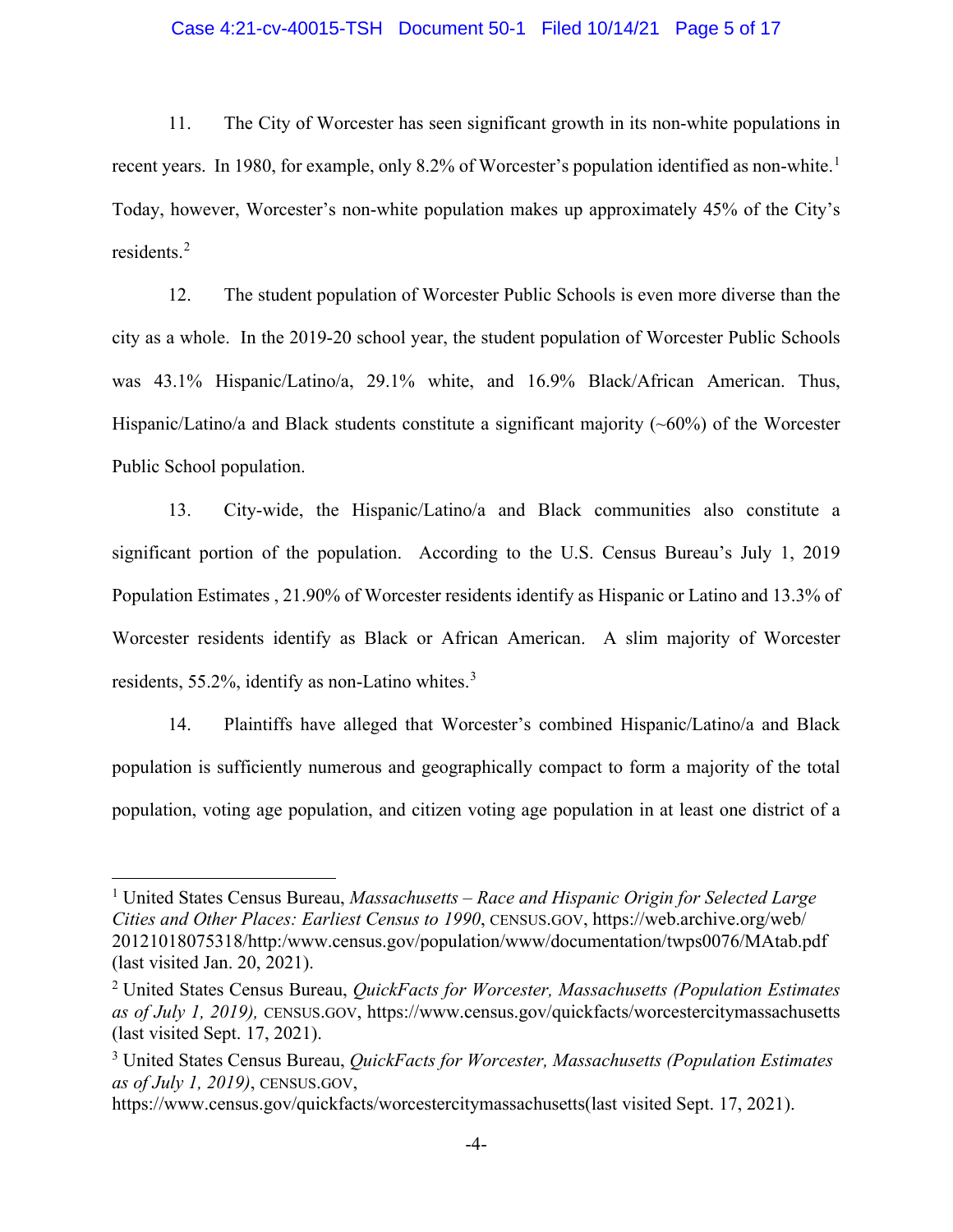11. The City of Worcester has seen significant growth in its non-white populations in recent years. In 1980, for example, only 8.2% of Worcester's population identified as non-white.[1] Today, however, Worcester's non-white population makes up approximately 45% of the City's residents.[2]

12. The student population of Worcester Public Schools is even more diverse than the city as a whole. In the 2019-20 school year, the student population of Worcester Public Schools was 43.1% Hispanic/Latino/a, 29.1% white, and 16.9% Black/African American. Thus, Hispanic/Latino/a and Black students constitute a significant majority (~60%) of the Worcester Public School population.

13. City-wide, the Hispanic/Latino/a and Black communities also constitute a significant portion of the population. According to the U.S. Census Bureau's July 1, 2019 Population Estimates , 21.90% of Worcester residents identify as Hispanic or Latino and 13.3% of Worcester residents identify as Black or African American. A slim majority of Worcester residents, 55.2%, identify as non-Latino whites.[3]

14. Plaintiffs have alleged that Worcester's combined Hispanic/Latino/a and Black population is sufficiently numerous and geographically compact to form a majority of the total population, voting age population, and citizen voting age population in at least one district of a

---

[1] United States Census Bureau, *Massachusetts – Race and Hispanic Origin for Selected Large Cities and Other Places: Earliest Census to 1990*, CENSUS.GOV, https://web.archive.org/web/20121018075318/http:/www.census.gov/population/www/documentation/twps0076/MAtab.pdf (last visited Jan. 20, 2021).

[2] United States Census Bureau, *QuickFacts for Worcester, Massachusetts (Population Estimates as of July 1, 2019),* CENSUS.GOV, https://www.census.gov/quickfacts/worcestercitymassachusetts (last visited Sept. 17, 2021).

[3] United States Census Bureau, *QuickFacts for Worcester, Massachusetts (Population Estimates as of July 1, 2019)*, CENSUS.GOV, https://www.census.gov/quickfacts/worcestercitymassachusetts(last visited Sept. 17, 2021).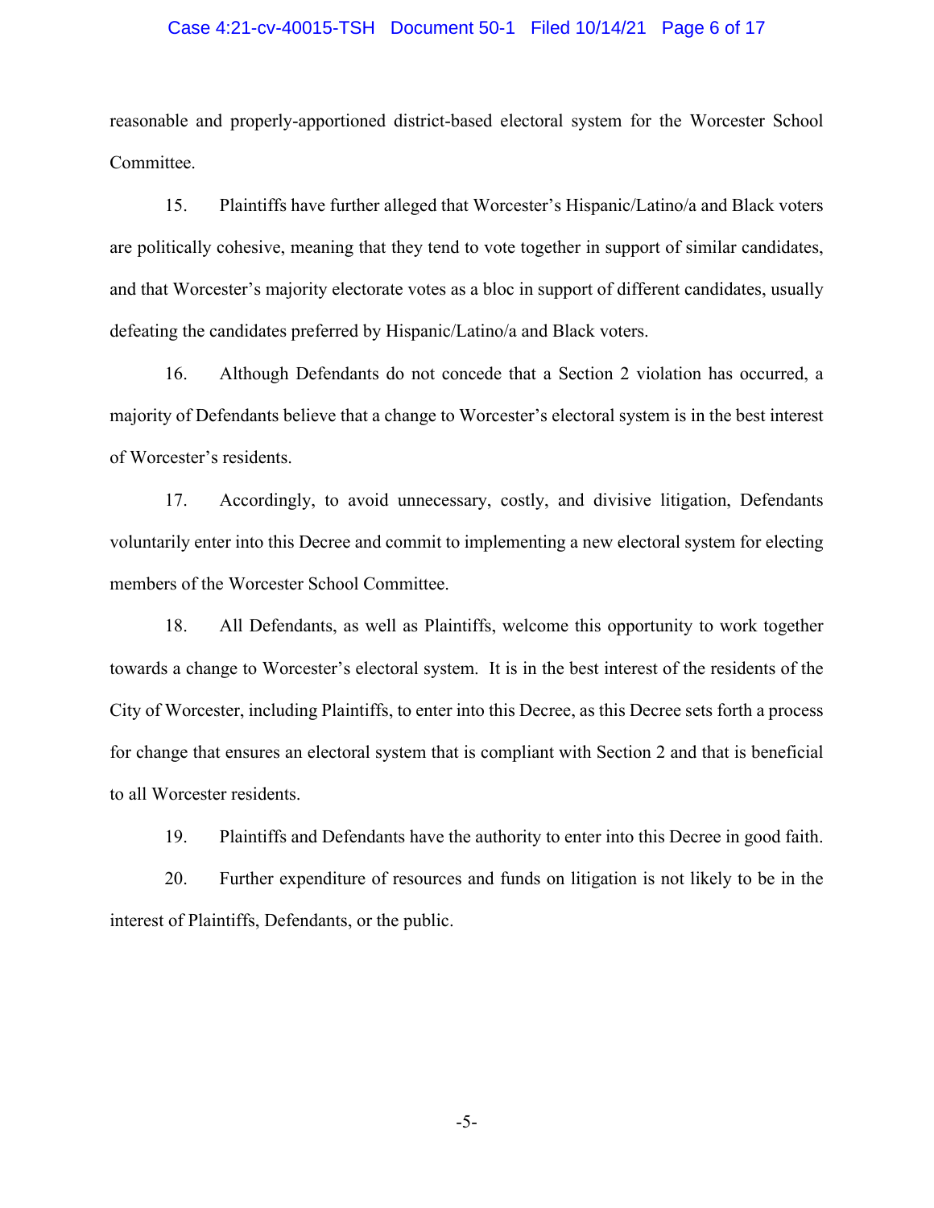reasonable and properly-apportioned district-based electoral system for the Worcester School Committee.

15. Plaintiffs have further alleged that Worcester's Hispanic/Latino/a and Black voters are politically cohesive, meaning that they tend to vote together in support of similar candidates, and that Worcester's majority electorate votes as a bloc in support of different candidates, usually defeating the candidates preferred by Hispanic/Latino/a and Black voters.

16. Although Defendants do not concede that a Section 2 violation has occurred, a majority of Defendants believe that a change to Worcester's electoral system is in the best interest of Worcester's residents.

17. Accordingly, to avoid unnecessary, costly, and divisive litigation, Defendants voluntarily enter into this Decree and commit to implementing a new electoral system for electing members of the Worcester School Committee.

18. All Defendants, as well as Plaintiffs, welcome this opportunity to work together towards a change to Worcester's electoral system. It is in the best interest of the residents of the City of Worcester, including Plaintiffs, to enter into this Decree, as this Decree sets forth a process for change that ensures an electoral system that is compliant with Section 2 and that is beneficial to all Worcester residents.

19. Plaintiffs and Defendants have the authority to enter into this Decree in good faith.

20. Further expenditure of resources and funds on litigation is not likely to be in the interest of Plaintiffs, Defendants, or the public.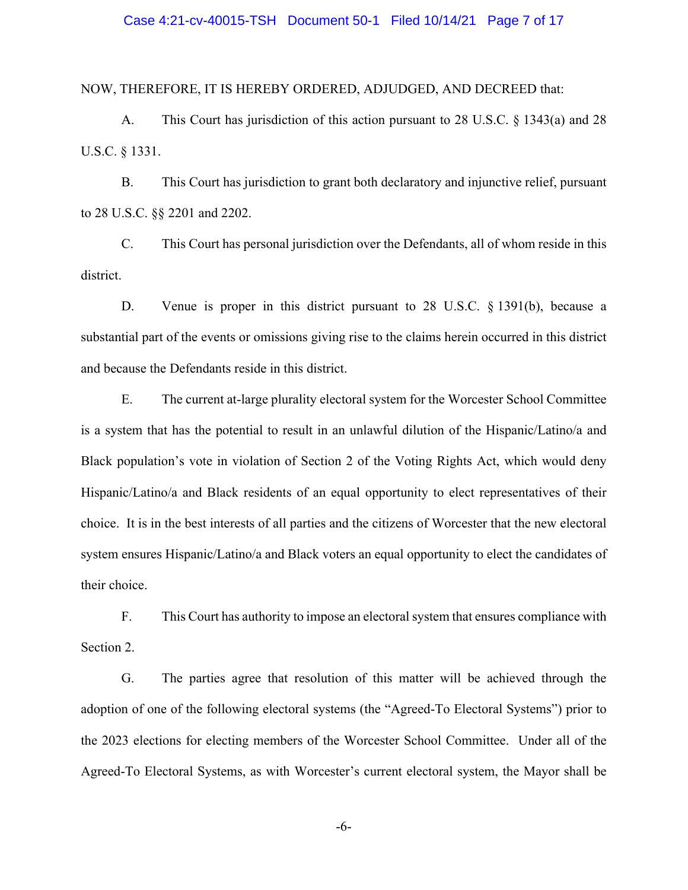NOW, THEREFORE, IT IS HEREBY ORDERED, ADJUDGED, AND DECREED that:

A. This Court has jurisdiction of this action pursuant to 28 U.S.C. § 1343(a) and 28 U.S.C. § 1331.

B. This Court has jurisdiction to grant both declaratory and injunctive relief, pursuant to 28 U.S.C. §§ 2201 and 2202.

C. This Court has personal jurisdiction over the Defendants, all of whom reside in this district.

D. Venue is proper in this district pursuant to 28 U.S.C. § 1391(b), because a substantial part of the events or omissions giving rise to the claims herein occurred in this district and because the Defendants reside in this district.

E. The current at-large plurality electoral system for the Worcester School Committee is a system that has the potential to result in an unlawful dilution of the Hispanic/Latino/a and Black population's vote in violation of Section 2 of the Voting Rights Act, which would deny Hispanic/Latino/a and Black residents of an equal opportunity to elect representatives of their choice. It is in the best interests of all parties and the citizens of Worcester that the new electoral system ensures Hispanic/Latino/a and Black voters an equal opportunity to elect the candidates of their choice.

F. This Court has authority to impose an electoral system that ensures compliance with Section 2.

G. The parties agree that resolution of this matter will be achieved through the adoption of one of the following electoral systems (the "Agreed-To Electoral Systems") prior to the 2023 elections for electing members of the Worcester School Committee. Under all of the Agreed-To Electoral Systems, as with Worcester's current electoral system, the Mayor shall be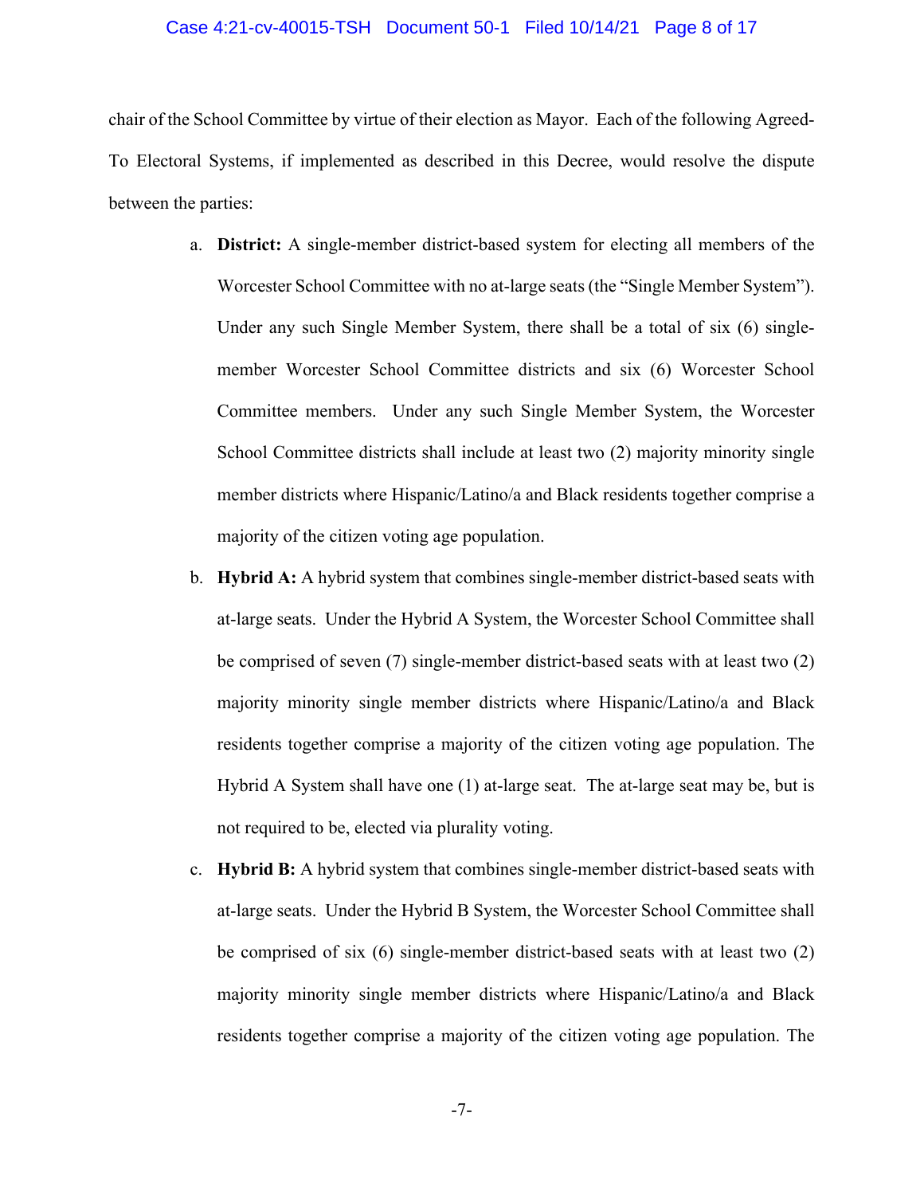chair of the School Committee by virtue of their election as Mayor. Each of the following Agreed-To Electoral Systems, if implemented as described in this Decree, would resolve the dispute between the parties:

a. **District:** A single-member district-based system for electing all members of the Worcester School Committee with no at-large seats (the "Single Member System"). Under any such Single Member System, there shall be a total of six (6) single-member Worcester School Committee districts and six (6) Worcester School Committee members. Under any such Single Member System, the Worcester School Committee districts shall include at least two (2) majority minority single member districts where Hispanic/Latino/a and Black residents together comprise a majority of the citizen voting age population.

b. **Hybrid A:** A hybrid system that combines single-member district-based seats with at-large seats. Under the Hybrid A System, the Worcester School Committee shall be comprised of seven (7) single-member district-based seats with at least two (2) majority minority single member districts where Hispanic/Latino/a and Black residents together comprise a majority of the citizen voting age population. The Hybrid A System shall have one (1) at-large seat. The at-large seat may be, but is not required to be, elected via plurality voting.

c. **Hybrid B:** A hybrid system that combines single-member district-based seats with at-large seats. Under the Hybrid B System, the Worcester School Committee shall be comprised of six (6) single-member district-based seats with at least two (2) majority minority single member districts where Hispanic/Latino/a and Black residents together comprise a majority of the citizen voting age population. The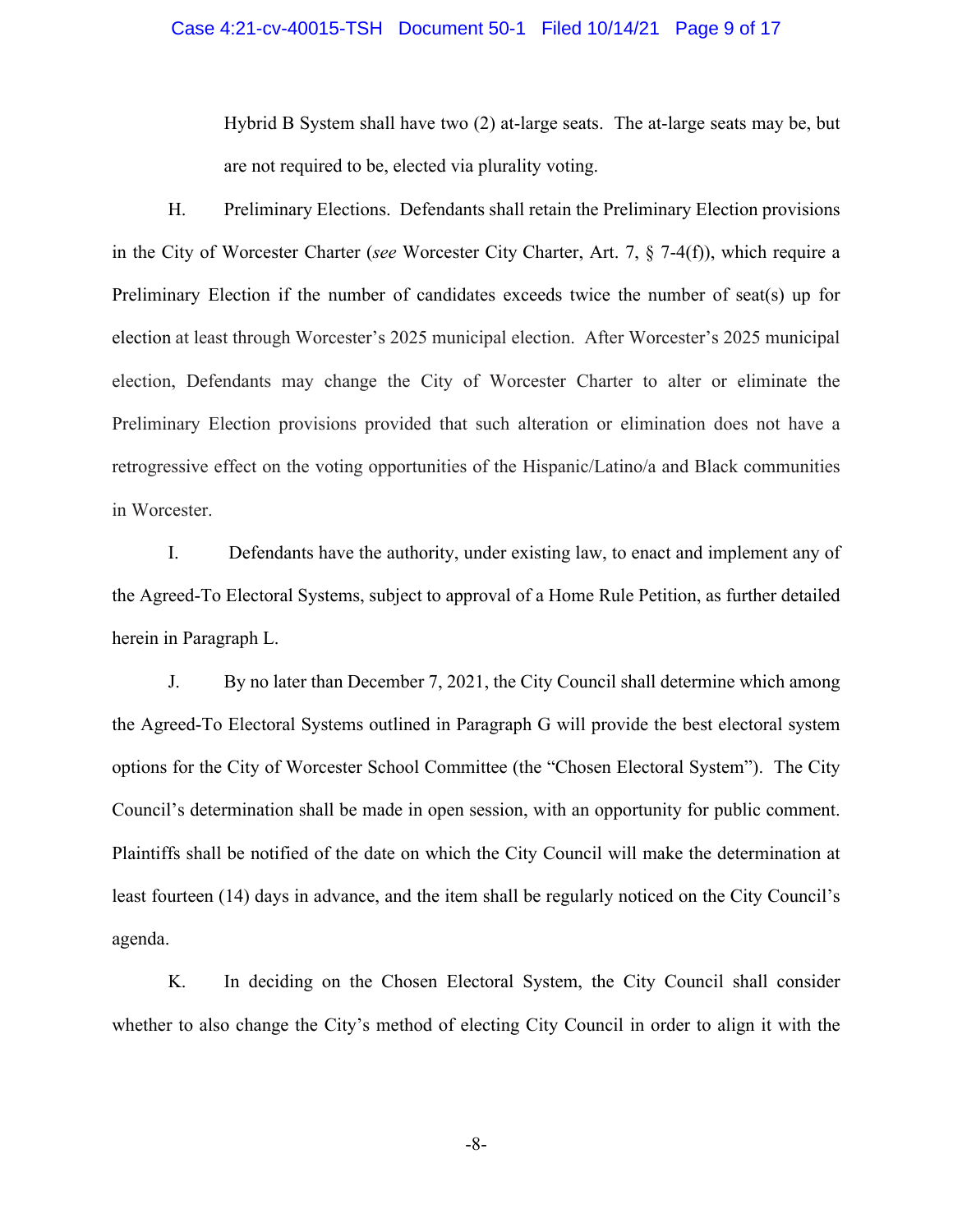Hybrid B System shall have two (2) at-large seats. The at-large seats may be, but are not required to be, elected via plurality voting.

H. Preliminary Elections. Defendants shall retain the Preliminary Election provisions in the City of Worcester Charter (*see* Worcester City Charter, Art. 7, § 7-4(f)), which require a Preliminary Election if the number of candidates exceeds twice the number of seat(s) up for election at least through Worcester's 2025 municipal election. After Worcester's 2025 municipal election, Defendants may change the City of Worcester Charter to alter or eliminate the Preliminary Election provisions provided that such alteration or elimination does not have a retrogressive effect on the voting opportunities of the Hispanic/Latino/a and Black communities in Worcester.

I. Defendants have the authority, under existing law, to enact and implement any of the Agreed-To Electoral Systems, subject to approval of a Home Rule Petition, as further detailed herein in Paragraph L.

J. By no later than December 7, 2021, the City Council shall determine which among the Agreed-To Electoral Systems outlined in Paragraph G will provide the best electoral system options for the City of Worcester School Committee (the "Chosen Electoral System"). The City Council's determination shall be made in open session, with an opportunity for public comment. Plaintiffs shall be notified of the date on which the City Council will make the determination at least fourteen (14) days in advance, and the item shall be regularly noticed on the City Council's agenda.

K. In deciding on the Chosen Electoral System, the City Council shall consider whether to also change the City's method of electing City Council in order to align it with the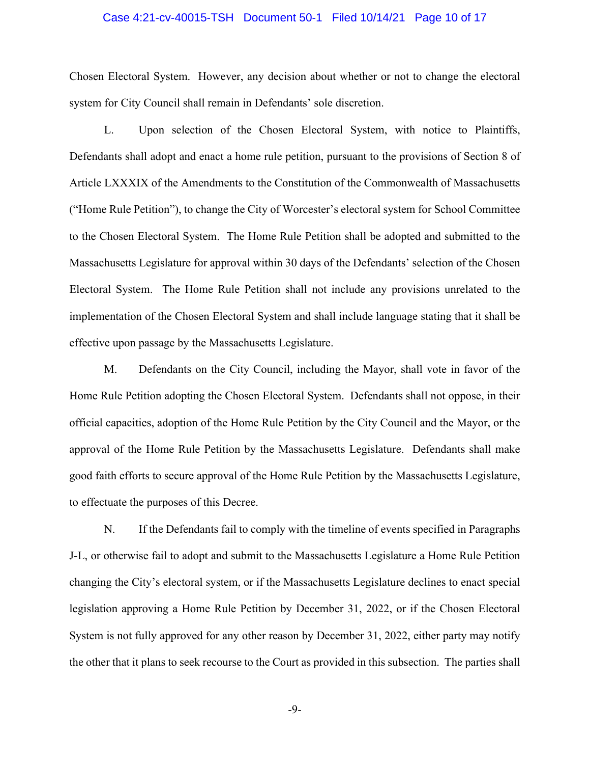Chosen Electoral System. However, any decision about whether or not to change the electoral system for City Council shall remain in Defendants' sole discretion.

L. Upon selection of the Chosen Electoral System, with notice to Plaintiffs, Defendants shall adopt and enact a home rule petition, pursuant to the provisions of Section 8 of Article LXXXIX of the Amendments to the Constitution of the Commonwealth of Massachusetts ("Home Rule Petition"), to change the City of Worcester's electoral system for School Committee to the Chosen Electoral System. The Home Rule Petition shall be adopted and submitted to the Massachusetts Legislature for approval within 30 days of the Defendants' selection of the Chosen Electoral System. The Home Rule Petition shall not include any provisions unrelated to the implementation of the Chosen Electoral System and shall include language stating that it shall be effective upon passage by the Massachusetts Legislature.

M. Defendants on the City Council, including the Mayor, shall vote in favor of the Home Rule Petition adopting the Chosen Electoral System. Defendants shall not oppose, in their official capacities, adoption of the Home Rule Petition by the City Council and the Mayor, or the approval of the Home Rule Petition by the Massachusetts Legislature. Defendants shall make good faith efforts to secure approval of the Home Rule Petition by the Massachusetts Legislature, to effectuate the purposes of this Decree.

N. If the Defendants fail to comply with the timeline of events specified in Paragraphs J-L, or otherwise fail to adopt and submit to the Massachusetts Legislature a Home Rule Petition changing the City's electoral system, or if the Massachusetts Legislature declines to enact special legislation approving a Home Rule Petition by December 31, 2022, or if the Chosen Electoral System is not fully approved for any other reason by December 31, 2022, either party may notify the other that it plans to seek recourse to the Court as provided in this subsection. The parties shall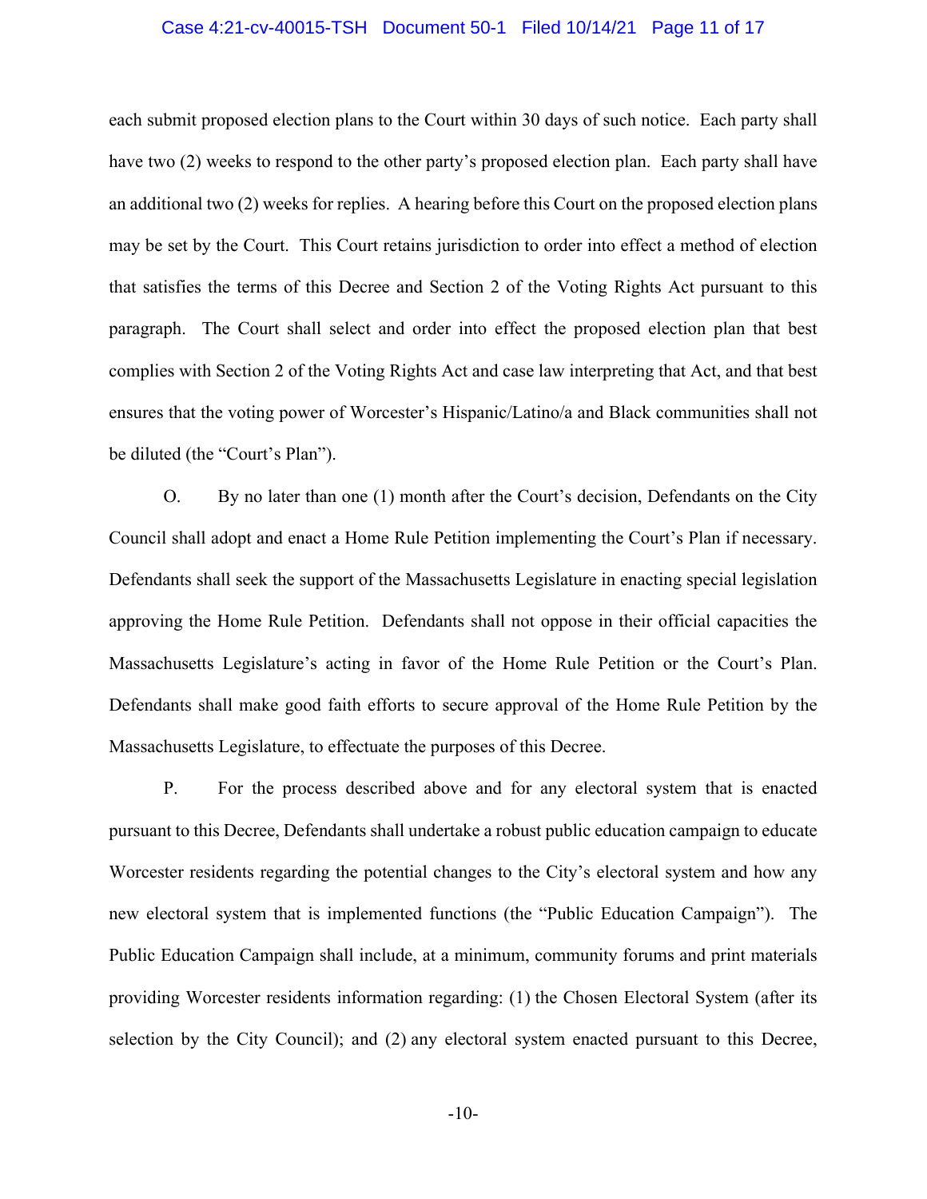each submit proposed election plans to the Court within 30 days of such notice. Each party shall have two (2) weeks to respond to the other party's proposed election plan. Each party shall have an additional two (2) weeks for replies. A hearing before this Court on the proposed election plans may be set by the Court. This Court retains jurisdiction to order into effect a method of election that satisfies the terms of this Decree and Section 2 of the Voting Rights Act pursuant to this paragraph. The Court shall select and order into effect the proposed election plan that best complies with Section 2 of the Voting Rights Act and case law interpreting that Act, and that best ensures that the voting power of Worcester's Hispanic/Latino/a and Black communities shall not be diluted (the "Court's Plan").

O. By no later than one (1) month after the Court's decision, Defendants on the City Council shall adopt and enact a Home Rule Petition implementing the Court's Plan if necessary. Defendants shall seek the support of the Massachusetts Legislature in enacting special legislation approving the Home Rule Petition. Defendants shall not oppose in their official capacities the Massachusetts Legislature's acting in favor of the Home Rule Petition or the Court's Plan. Defendants shall make good faith efforts to secure approval of the Home Rule Petition by the Massachusetts Legislature, to effectuate the purposes of this Decree.

P. For the process described above and for any electoral system that is enacted pursuant to this Decree, Defendants shall undertake a robust public education campaign to educate Worcester residents regarding the potential changes to the City's electoral system and how any new electoral system that is implemented functions (the "Public Education Campaign"). The Public Education Campaign shall include, at a minimum, community forums and print materials providing Worcester residents information regarding: (1) the Chosen Electoral System (after its selection by the City Council); and (2) any electoral system enacted pursuant to this Decree,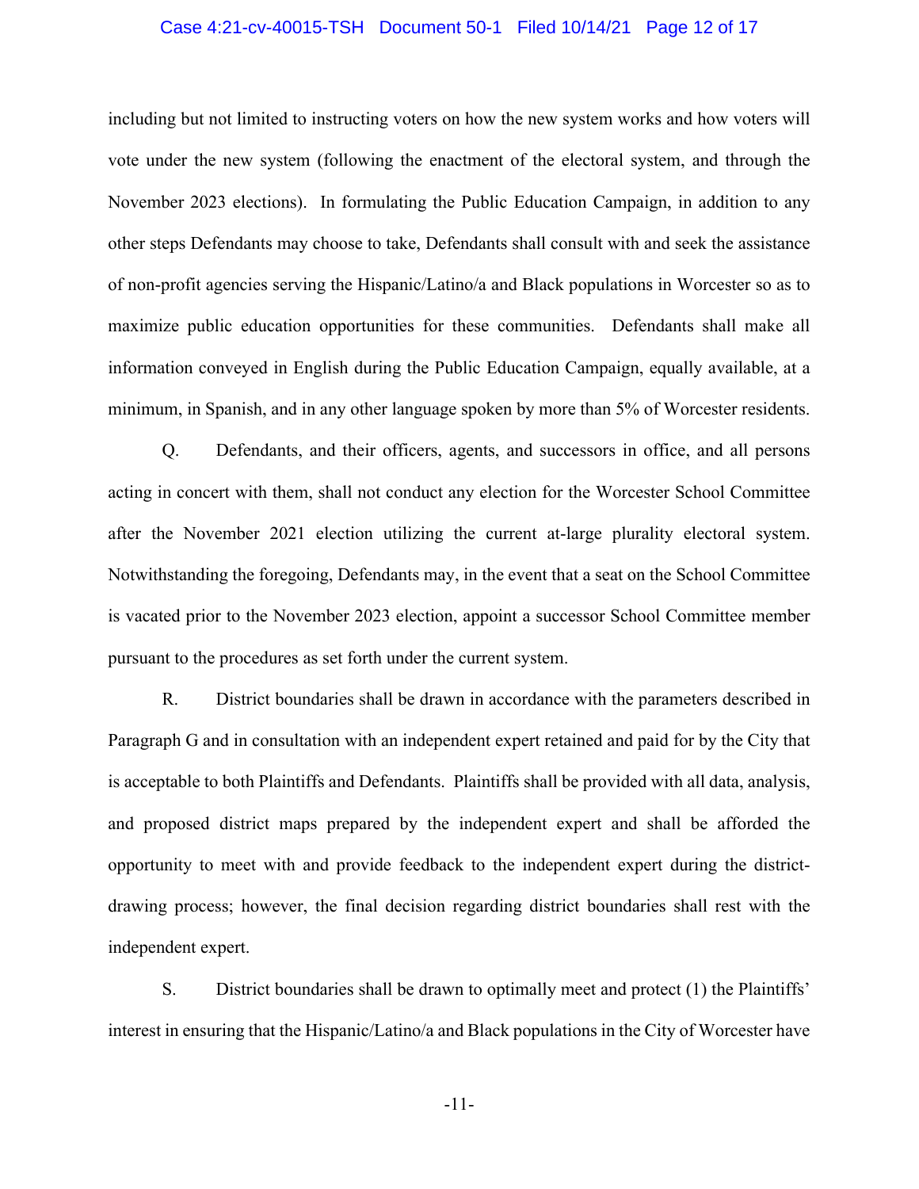including but not limited to instructing voters on how the new system works and how voters will vote under the new system (following the enactment of the electoral system, and through the November 2023 elections). In formulating the Public Education Campaign, in addition to any other steps Defendants may choose to take, Defendants shall consult with and seek the assistance of non-profit agencies serving the Hispanic/Latino/a and Black populations in Worcester so as to maximize public education opportunities for these communities. Defendants shall make all information conveyed in English during the Public Education Campaign, equally available, at a minimum, in Spanish, and in any other language spoken by more than 5% of Worcester residents.

Q. Defendants, and their officers, agents, and successors in office, and all persons acting in concert with them, shall not conduct any election for the Worcester School Committee after the November 2021 election utilizing the current at-large plurality electoral system. Notwithstanding the foregoing, Defendants may, in the event that a seat on the School Committee is vacated prior to the November 2023 election, appoint a successor School Committee member pursuant to the procedures as set forth under the current system.

R. District boundaries shall be drawn in accordance with the parameters described in Paragraph G and in consultation with an independent expert retained and paid for by the City that is acceptable to both Plaintiffs and Defendants. Plaintiffs shall be provided with all data, analysis, and proposed district maps prepared by the independent expert and shall be afforded the opportunity to meet with and provide feedback to the independent expert during the district-drawing process; however, the final decision regarding district boundaries shall rest with the independent expert.

S. District boundaries shall be drawn to optimally meet and protect (1) the Plaintiffs' interest in ensuring that the Hispanic/Latino/a and Black populations in the City of Worcester have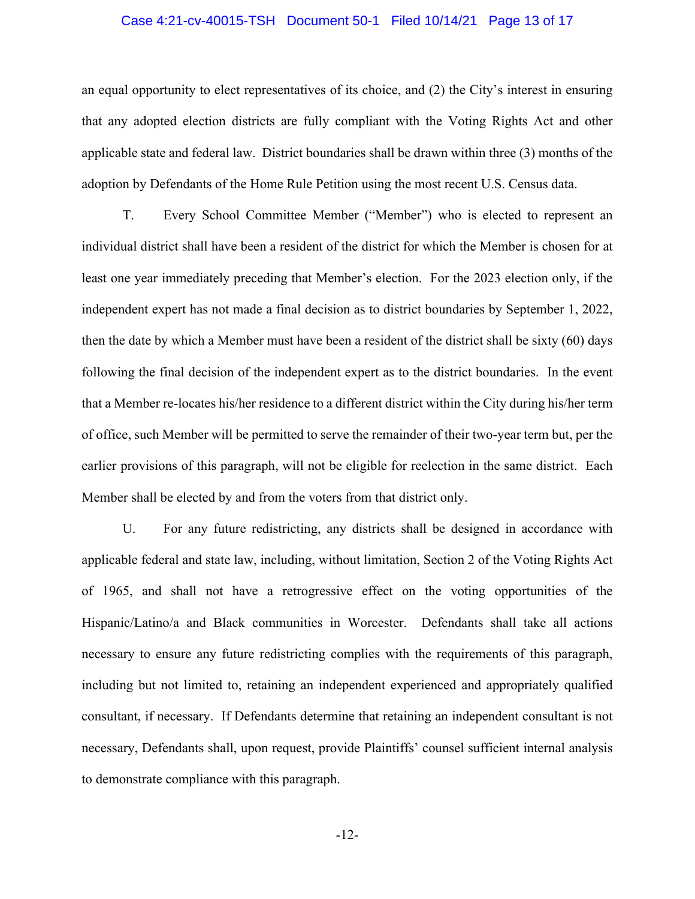an equal opportunity to elect representatives of its choice, and (2) the City's interest in ensuring that any adopted election districts are fully compliant with the Voting Rights Act and other applicable state and federal law. District boundaries shall be drawn within three (3) months of the adoption by Defendants of the Home Rule Petition using the most recent U.S. Census data.

T. Every School Committee Member ("Member") who is elected to represent an individual district shall have been a resident of the district for which the Member is chosen for at least one year immediately preceding that Member's election. For the 2023 election only, if the independent expert has not made a final decision as to district boundaries by September 1, 2022, then the date by which a Member must have been a resident of the district shall be sixty (60) days following the final decision of the independent expert as to the district boundaries. In the event that a Member re-locates his/her residence to a different district within the City during his/her term of office, such Member will be permitted to serve the remainder of their two-year term but, per the earlier provisions of this paragraph, will not be eligible for reelection in the same district. Each Member shall be elected by and from the voters from that district only.

U. For any future redistricting, any districts shall be designed in accordance with applicable federal and state law, including, without limitation, Section 2 of the Voting Rights Act of 1965, and shall not have a retrogressive effect on the voting opportunities of the Hispanic/Latino/a and Black communities in Worcester. Defendants shall take all actions necessary to ensure any future redistricting complies with the requirements of this paragraph, including but not limited to, retaining an independent experienced and appropriately qualified consultant, if necessary. If Defendants determine that retaining an independent consultant is not necessary, Defendants shall, upon request, provide Plaintiffs' counsel sufficient internal analysis to demonstrate compliance with this paragraph.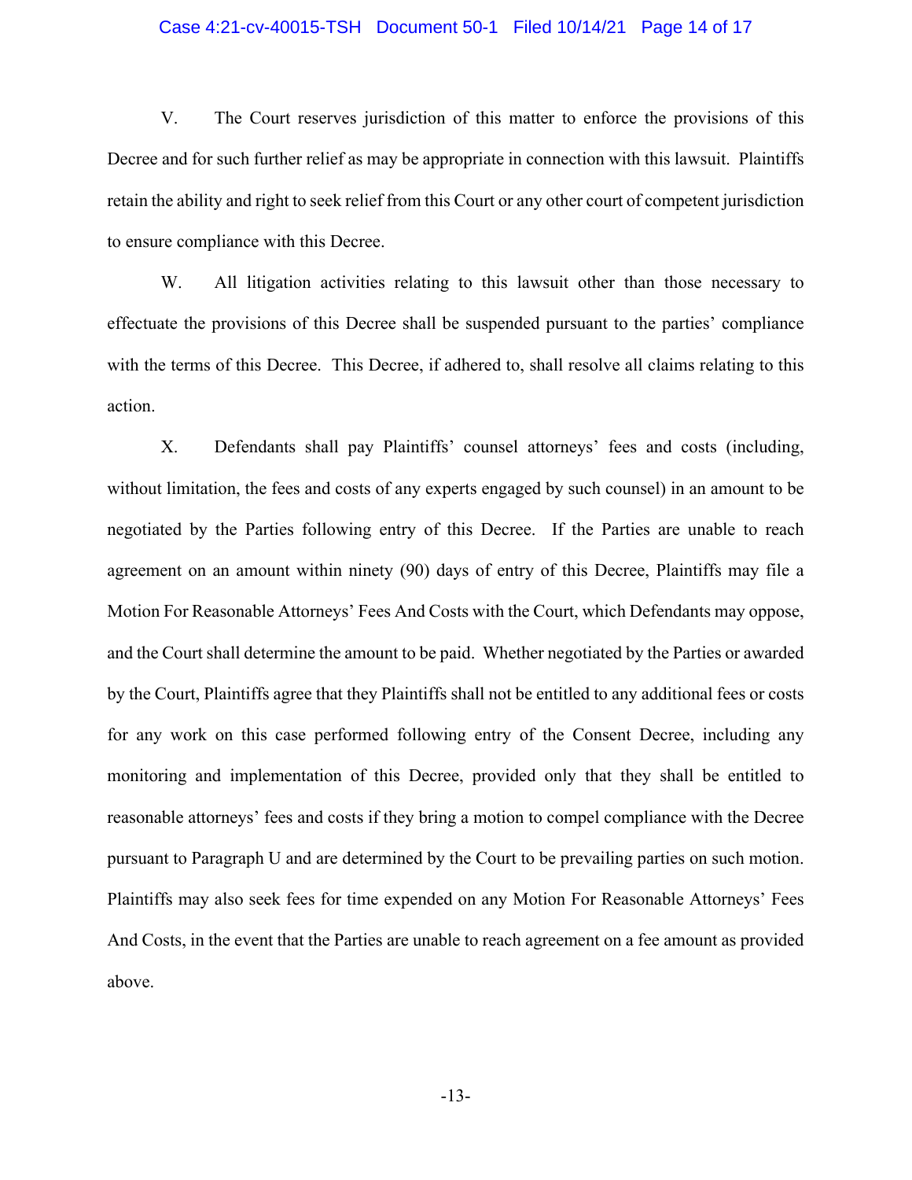V. The Court reserves jurisdiction of this matter to enforce the provisions of this Decree and for such further relief as may be appropriate in connection with this lawsuit. Plaintiffs retain the ability and right to seek relief from this Court or any other court of competent jurisdiction to ensure compliance with this Decree.

W. All litigation activities relating to this lawsuit other than those necessary to effectuate the provisions of this Decree shall be suspended pursuant to the parties' compliance with the terms of this Decree. This Decree, if adhered to, shall resolve all claims relating to this action.

X. Defendants shall pay Plaintiffs' counsel attorneys' fees and costs (including, without limitation, the fees and costs of any experts engaged by such counsel) in an amount to be negotiated by the Parties following entry of this Decree. If the Parties are unable to reach agreement on an amount within ninety (90) days of entry of this Decree, Plaintiffs may file a Motion For Reasonable Attorneys' Fees And Costs with the Court, which Defendants may oppose, and the Court shall determine the amount to be paid. Whether negotiated by the Parties or awarded by the Court, Plaintiffs agree that they Plaintiffs shall not be entitled to any additional fees or costs for any work on this case performed following entry of the Consent Decree, including any monitoring and implementation of this Decree, provided only that they shall be entitled to reasonable attorneys' fees and costs if they bring a motion to compel compliance with the Decree pursuant to Paragraph U and are determined by the Court to be prevailing parties on such motion. Plaintiffs may also seek fees for time expended on any Motion For Reasonable Attorneys' Fees And Costs, in the event that the Parties are unable to reach agreement on a fee amount as provided above.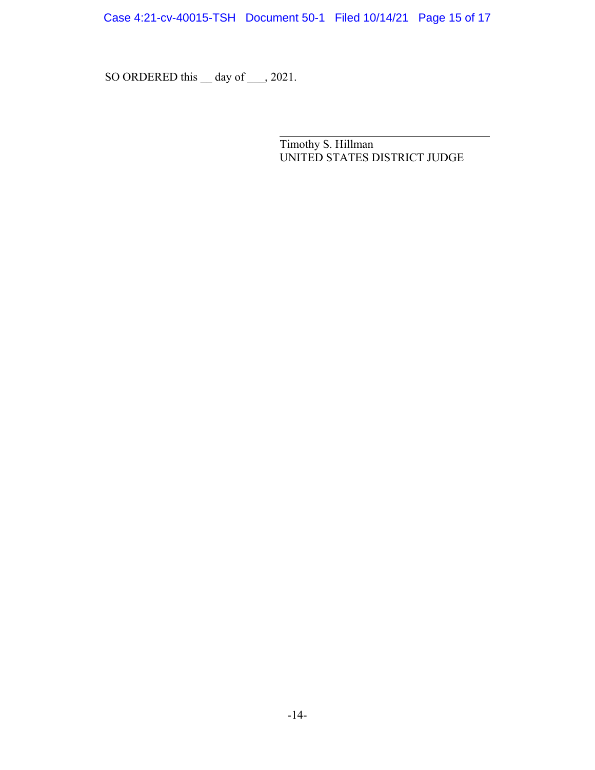SO ORDERED this __ day of ___, 2021.

Timothy S. Hillman
UNITED STATES DISTRICT JUDGE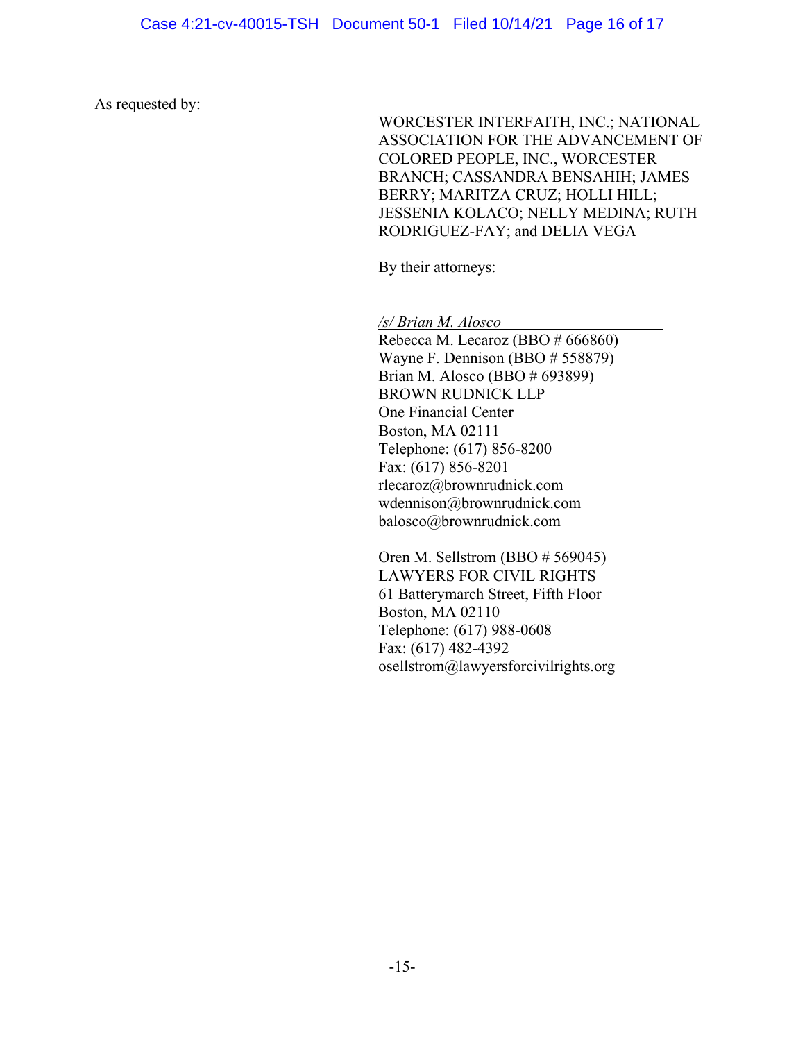As requested by:

WORCESTER INTERFAITH, INC.; NATIONAL ASSOCIATION FOR THE ADVANCEMENT OF COLORED PEOPLE, INC., WORCESTER BRANCH; CASSANDRA BENSAHIH; JAMES BERRY; MARITZA CRUZ; HOLLI HILL; JESSENIA KOLACO; NELLY MEDINA; RUTH RODRIGUEZ-FAY; and DELIA VEGA

By their attorneys:

*/s/ Brian M. Alosco*

Rebecca M. Lecaroz (BBO # 666860)
Wayne F. Dennison (BBO # 558879)
Brian M. Alosco (BBO # 693899)
BROWN RUDNICK LLP
One Financial Center
Boston, MA 02111
Telephone: (617) 856-8200
Fax: (617) 856-8201
rlecaroz@brownrudnick.com
wdennison@brownrudnick.com
balosco@brownrudnick.com

Oren M. Sellstrom (BBO # 569045)
LAWYERS FOR CIVIL RIGHTS
61 Batterymarch Street, Fifth Floor
Boston, MA 02110
Telephone: (617) 988-0608
Fax: (617) 482-4392
osellstrom@lawyersforcivilrights.org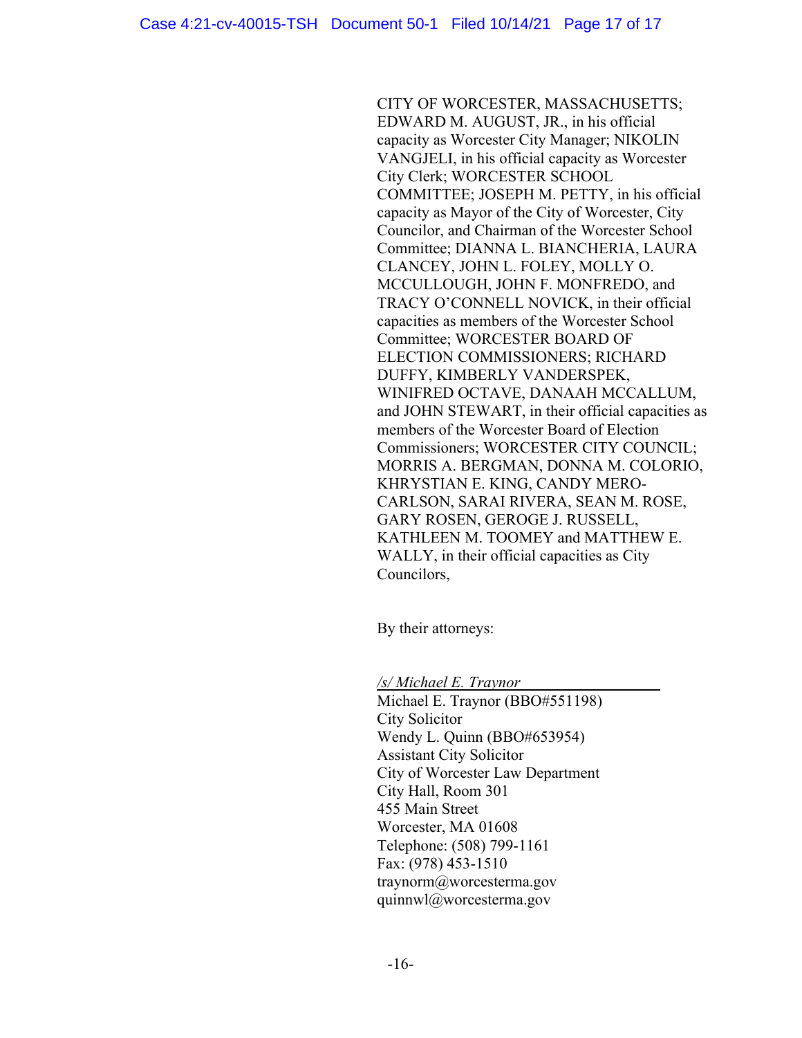CITY OF WORCESTER, MASSACHUSETTS; EDWARD M. AUGUST, JR., in his official capacity as Worcester City Manager; NIKOLIN VANGJELI, in his official capacity as Worcester City Clerk; WORCESTER SCHOOL COMMITTEE; JOSEPH M. PETTY, in his official capacity as Mayor of the City of Worcester, City Councilor, and Chairman of the Worcester School Committee; DIANNA L. BIANCHERIA, LAURA CLANCEY, JOHN L. FOLEY, MOLLY O. MCCULLOUGH, JOHN F. MONFREDO, and TRACY O'CONNELL NOVICK, in their official capacities as members of the Worcester School Committee; WORCESTER BOARD OF ELECTION COMMISSIONERS; RICHARD DUFFY, KIMBERLY VANDERSPEK, WINIFRED OCTAVE, DANAAH MCCALLUM, and JOHN STEWART, in their official capacities as members of the Worcester Board of Election Commissioners; WORCESTER CITY COUNCIL; MORRIS A. BERGMAN, DONNA M. COLORIO, KHRYSTIAN E. KING, CANDY MERO-CARLSON, SARAI RIVERA, SEAN M. ROSE, GARY ROSEN, GEROGE J. RUSSELL, KATHLEEN M. TOOMEY and MATTHEW E. WALLY, in their official capacities as City Councilors,

By their attorneys:

*/s/ Michael E. Traynor*

Michael E. Traynor (BBO#551198)
City Solicitor
Wendy L. Quinn (BBO#653954)
Assistant City Solicitor
City of Worcester Law Department
City Hall, Room 301
455 Main Street
Worcester, MA 01608
Telephone: (508) 799-1161
Fax: (978) 453-1510
traynorm@worcesterma.gov
quinnwl@worcesterma.gov